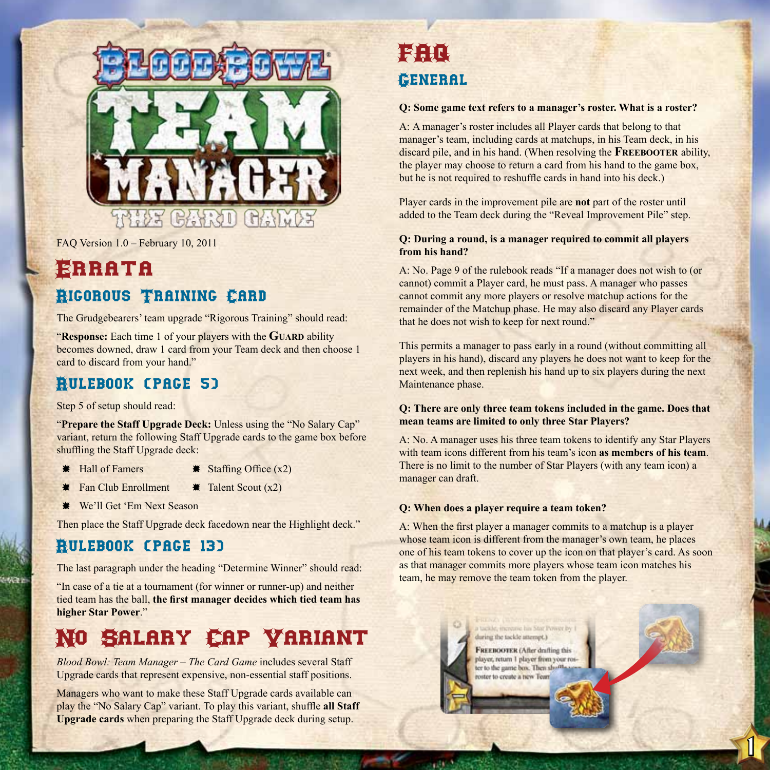# Blood Bowl Team Manager – The Card Game

FAQ Version 1.0 – February 10, 2011

# Errata

## Rigorous Training Card

The Grudgebearers' team upgrade "Rigorous Training" should read:

"**Response:** Each time 1 of your players with the **Guard** ability becomes downed, draw 1 card from your Team deck and then choose 1 card to discard from your hand."

## Rulebook (page 5)

Step 5 of setup should read:

"**Prepare the Staff Upgrade Deck:** Unless using the "No Salary Cap" variant, return the following Staff Upgrade cards to the game box before shuffling the Staff Upgrade deck:

- Hall of Famers
- Fan Club Enrollment
- We'll Get 'Em Next Season
- Staffing Office (x2)
- Talent Scout (x2)

Then place the Staff Upgrade deck facedown near the Highlight deck."

## Rulebook (page 13)

The last paragraph under the heading "Determine Winner" should read:

"In case of a tie at a tournament (for winner or runner-up) and neither tied team has the ball, **the first manager decides which tied team has higher Star Power**."

# No Salary Cap Variant

*Blood Bowl: Team Manager – The Card Game* includes several Staff Upgrade cards that represent expensive, non-essential staff positions.

Managers who want to make these Staff Upgrade cards available can play the "No Salary Cap" variant. To play this variant, shuffle **all Staff Upgrade cards** when preparing the Staff Upgrade deck during setup.

# FAQ

## General

**Q: Some game text refers to a manager's roster. What is a roster?**

A: A manager's roster includes all Player cards that belong to that manager's team, including cards at matchups, in his Team deck, in his discard pile, and in his hand. (When resolving the **Freebooter** ability, the player may choose to return a card from his hand to the game box, but he is not required to reshuffle cards in hand into his deck.)

Player cards in the improvement pile are **not** part of the roster until added to the Team deck during the "Reveal Improvement Pile" step.

**Q: During a round, is a manager required to commit all players from his hand?**

A: No. Page 9 of the rulebook reads "If a manager does not wish to (or cannot) commit a Player card, he must pass. A manager who passes cannot commit any more players or resolve matchup actions for the remainder of the Matchup phase. He may also discard any Player cards that he does not wish to keep for next round."

This permits a manager to pass early in a round (without committing all players in his hand), discard any players he does not want to keep for the next week, and then replenish his hand up to six players during the next Maintenance phase.

**Q: There are only three team tokens included in the game. Does that mean teams are limited to only three Star Players?**

A: No. A manager uses his three team tokens to identify any Star Players with team icons different from his team's icon **as members of his team**. There is no limit to the number of Star Players (with any team icon) a manager can draft.

**Q: When does a player require a team token?**

A: When the first player a manager commits to a matchup is a player whose team icon is different from the manager's own team, he places one of his team tokens to cover up the icon on that player's card. As soon as that manager commits more players whose team icon matches his team, he may remove the team token from the player.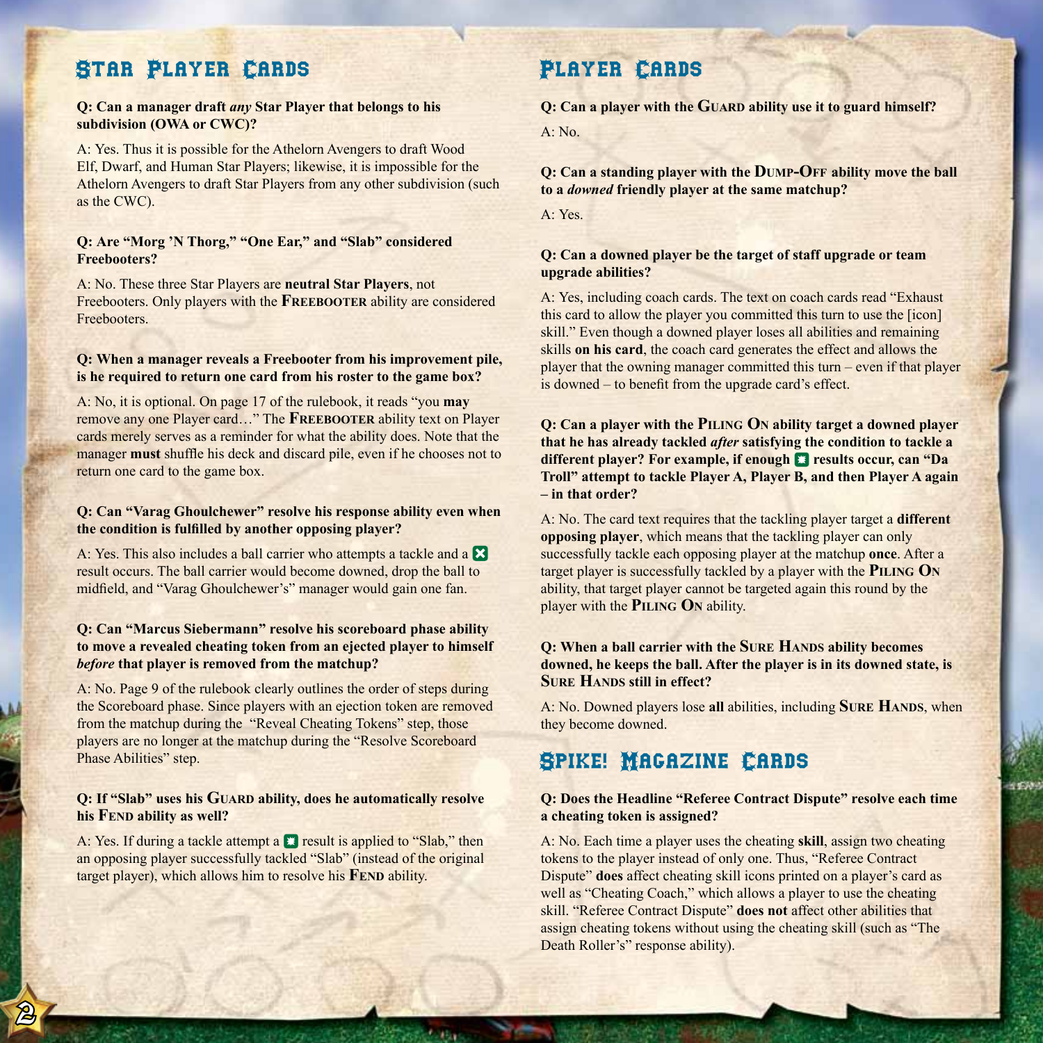## Star Player Cards

**Q: Can a manager draft *any* Star Player that belongs to his subdivision (OWA or CWC)?**

A: Yes. Thus it is possible for the Athelorn Avengers to draft Wood Elf, Dwarf, and Human Star Players; likewise, it is impossible for the Athelorn Avengers to draft Star Players from any other subdivision (such as the CWC).

**Q: Are "Morg 'N Thorg," "One Ear," and "Slab" considered Freebooters?**

A: No. These three Star Players are **neutral Star Players**, not Freebooters. Only players with the **Freebooter** ability are considered Freebooters.

**Q: When a manager reveals a Freebooter from his improvement pile, is he required to return one card from his roster to the game box?**

A: No, it is optional. On page 17 of the rulebook, it reads "you **may** remove any one Player card…" The **Freebooter** ability text on Player cards merely serves as a reminder for what the ability does. Note that the manager **must** shuffle his deck and discard pile, even if he chooses not to return one card to the game box.

**Q: Can "Varag Ghoulchewer" resolve his response ability even when the condition is fulfilled by another opposing player?**

A: Yes. This also includes a ball carrier who attempts a tackle and a [icon] result occurs. The ball carrier would become downed, drop the ball to midfield, and "Varag Ghoulchewer's" manager would gain one fan.

**Q: Can "Marcus Siebermann" resolve his scoreboard phase ability to move a revealed cheating token from an ejected player to himself *before* that player is removed from the matchup?**

A: No. Page 9 of the rulebook clearly outlines the order of steps during the Scoreboard phase. Since players with an ejection token are removed from the matchup during the "Reveal Cheating Tokens" step, those players are no longer at the matchup during the "Resolve Scoreboard Phase Abilities" step.

**Q: If "Slab" uses his Guard ability, does he automatically resolve his Fend ability as well?**

A: Yes. If during a tackle attempt a [icon] result is applied to "Slab," then an opposing player successfully tackled "Slab" (instead of the original target player), which allows him to resolve his **Fend** ability.

## Player Cards

**Q: Can a player with the Guard ability use it to guard himself?**

A: No.

**Q: Can a standing player with the Dump-Off ability move the ball to a *downed* friendly player at the same matchup?**

A: Yes.

**Q: Can a downed player be the target of staff upgrade or team upgrade abilities?**

A: Yes, including coach cards. The text on coach cards read "Exhaust this card to allow the player you committed this turn to use the [icon] skill." Even though a downed player loses all abilities and remaining skills **on his card**, the coach card generates the effect and allows the player that the owning manager committed this turn – even if that player is downed – to benefit from the upgrade card's effect.

**Q: Can a player with the Piling On ability target a downed player that he has already tackled *after* satisfying the condition to tackle a different player? For example, if enough [icon] results occur, can "Da Troll" attempt to tackle Player A, Player B, and then Player A again – in that order?**

A: No. The card text requires that the tackling player target a **different opposing player**, which means that the tackling player can only successfully tackle each opposing player at the matchup **once**. After a target player is successfully tackled by a player with the **Piling On** ability, that target player cannot be targeted again this round by the player with the **Piling On** ability.

**Q: When a ball carrier with the Sure Hands ability becomes downed, he keeps the ball. After the player is in its downed state, is Sure Hands still in effect?**

A: No. Downed players lose **all** abilities, including **Sure Hands**, when they become downed.

## Spike! Magazine Cards

**Q: Does the Headline "Referee Contract Dispute" resolve each time a cheating token is assigned?**

A: No. Each time a player uses the cheating **skill**, assign two cheating tokens to the player instead of only one. Thus, "Referee Contract Dispute" **does** affect cheating skill icons printed on a player's card as well as "Cheating Coach," which allows a player to use the cheating skill. "Referee Contract Dispute" **does not** affect other abilities that assign cheating tokens without using the cheating skill (such as "The Death Roller's" response ability).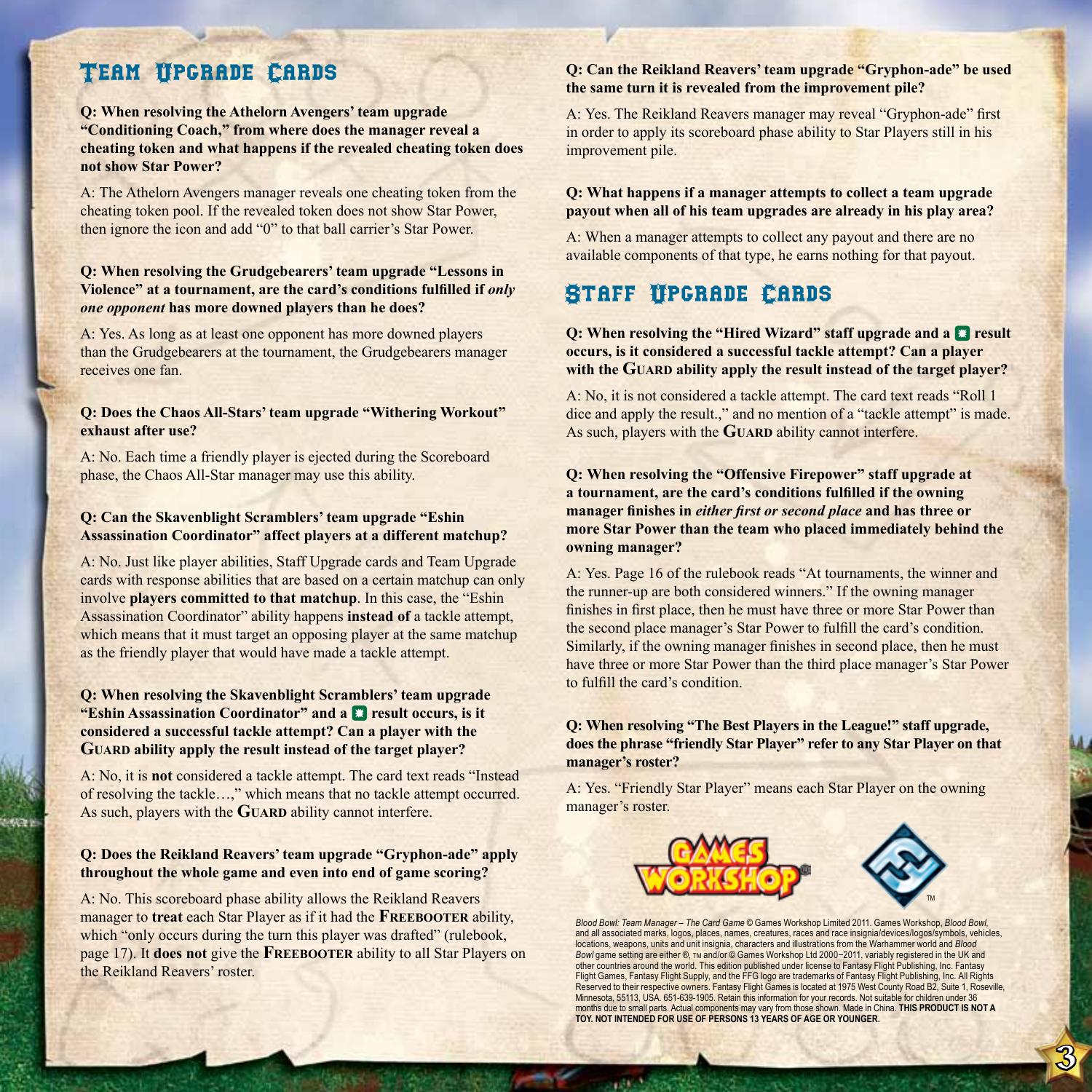## Team Upgrade Cards

**Q: When resolving the Athelorn Avengers' team upgrade "Conditioning Coach," from where does the manager reveal a cheating token and what happens if the revealed cheating token does not show Star Power?**

A: The Athelorn Avengers manager reveals one cheating token from the cheating token pool. If the revealed token does not show Star Power, then ignore the icon and add "0" to that ball carrier's Star Power.

**Q: When resolving the Grudgebearers' team upgrade "Lessons in Violence" at a tournament, are the card's conditions fulfilled if *only one opponent* has more downed players than he does?**

A: Yes. As long as at least one opponent has more downed players than the Grudgebearers at the tournament, the Grudgebearers manager receives one fan.

**Q: Does the Chaos All-Stars' team upgrade "Withering Workout" exhaust after use?**

A: No. Each time a friendly player is ejected during the Scoreboard phase, the Chaos All-Star manager may use this ability.

**Q: Can the Skavenblight Scramblers' team upgrade "Eshin Assassination Coordinator" affect players at a different matchup?**

A: No. Just like player abilities, Staff Upgrade cards and Team Upgrade cards with response abilities that are based on a certain matchup can only involve **players committed to that matchup**. In this case, the "Eshin Assassination Coordinator" ability happens **instead of** a tackle attempt, which means that it must target an opposing player at the same matchup as the friendly player that would have made a tackle attempt.

**Q: When resolving the Skavenblight Scramblers' team upgrade "Eshin Assassination Coordinator" and a [icon] result occurs, is it considered a successful tackle attempt? Can a player with the Guard ability apply the result instead of the target player?**

A: No, it is **not** considered a tackle attempt. The card text reads "Instead of resolving the tackle…," which means that no tackle attempt occurred. As such, players with the **Guard** ability cannot interfere.

**Q: Does the Reikland Reavers' team upgrade "Gryphon-ade" apply throughout the whole game and even into end of game scoring?**

A: No. This scoreboard phase ability allows the Reikland Reavers manager to **treat** each Star Player as if it had the **Freebooter** ability, which "only occurs during the turn this player was drafted" (rulebook, page 17). It **does not** give the **Freebooter** ability to all Star Players on the Reikland Reavers' roster.

**Q: Can the Reikland Reavers' team upgrade "Gryphon-ade" be used the same turn it is revealed from the improvement pile?**

A: Yes. The Reikland Reavers manager may reveal "Gryphon-ade" first in order to apply its scoreboard phase ability to Star Players still in his improvement pile.

**Q: What happens if a manager attempts to collect a team upgrade payout when all of his team upgrades are already in his play area?**

A: When a manager attempts to collect any payout and there are no available components of that type, he earns nothing for that payout.

## Staff Upgrade Cards

**Q: When resolving the "Hired Wizard" staff upgrade and a [icon] result occurs, is it considered a successful tackle attempt? Can a player with the Guard ability apply the result instead of the target player?**

A: No, it is not considered a tackle attempt. The card text reads "Roll 1 dice and apply the result.," and no mention of a "tackle attempt" is made. As such, players with the **Guard** ability cannot interfere.

**Q: When resolving the "Offensive Firepower" staff upgrade at a tournament, are the card's conditions fulfilled if the owning manager finishes in *either first or second place* and has three or more Star Power than the team who placed immediately behind the owning manager?**

A: Yes. Page 16 of the rulebook reads "At tournaments, the winner and the runner-up are both considered winners." If the owning manager finishes in first place, then he must have three or more Star Power than the second place manager's Star Power to fulfill the card's condition. Similarly, if the owning manager finishes in second place, then he must have three or more Star Power than the third place manager's Star Power to fulfill the card's condition.

**Q: When resolving "The Best Players in the League!" staff upgrade, does the phrase "friendly Star Player" refer to any Star Player on that manager's roster?**

A: Yes. "Friendly Star Player" means each Star Player on the owning manager's roster.

*Blood Bowl: Team Manager – The Card Game* © Games Workshop Limited 2011. Games Workshop, *Blood Bowl*, and all associated marks, logos, places, names, creatures, races and race insignia/devices/logos/symbols, vehicles, locations, weapons, units and unit insignia, characters and illustrations from the Warhammer world and *Blood Bowl* game setting are either ®, TM and/or © Games Workshop Ltd 2000–2011, variably registered in the UK and other countries around the world. This edition published under license to Fantasy Flight Publishing, Inc. Fantasy Flight Games, Fantasy Flight Supply, and the FFG logo are trademarks of Fantasy Flight Publishing, Inc. All Rights Reserved to their respective owners. Fantasy Flight Games is located at 1975 West County Road B2, Suite 1, Roseville, Minnesota, 55113, USA. 651-639-1905. Retain this information for your records. Not suitable for children under 36 months due to small parts. Actual components may vary from those shown. Made in China. **THIS PRODUCT IS NOT A TOY. NOT INTENDED FOR USE OF PERSONS 13 YEARS OF AGE OR YOUNGER.**